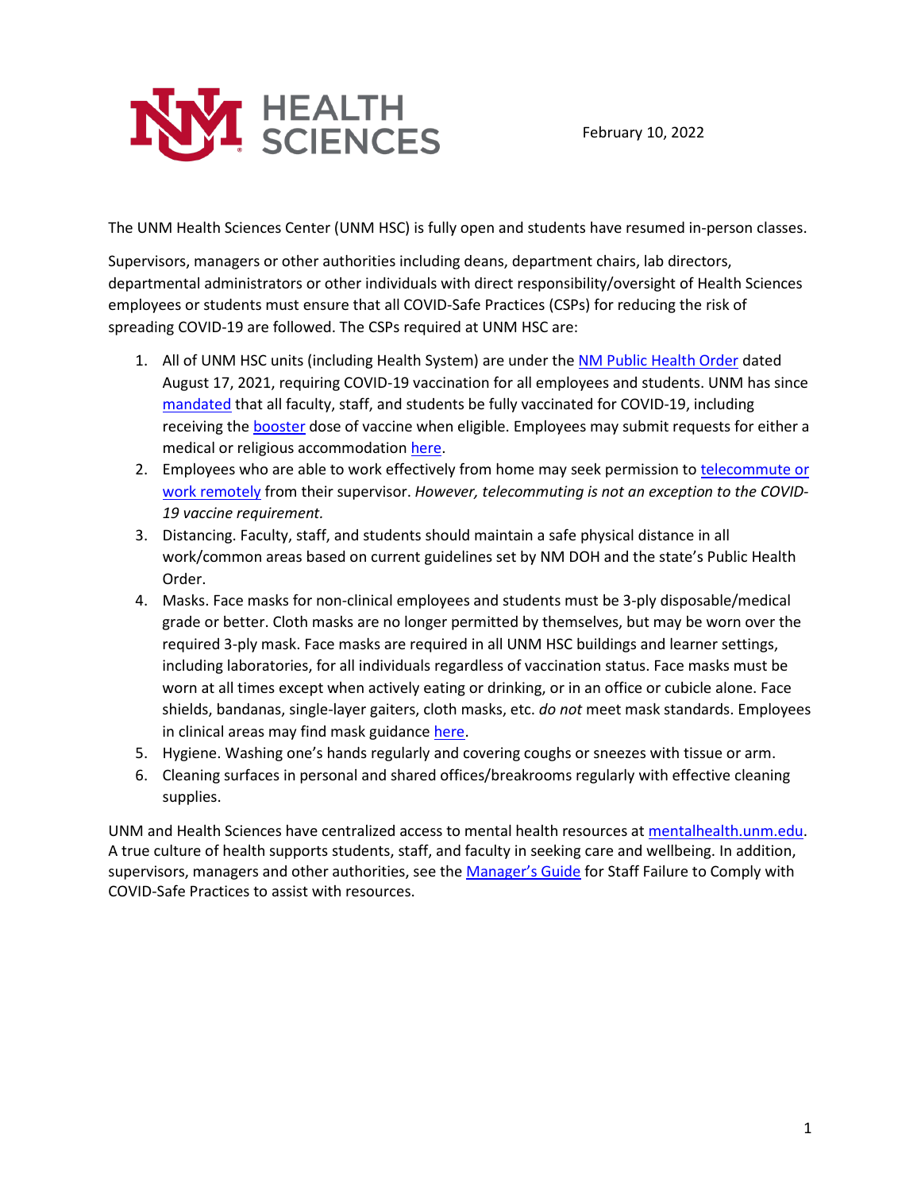HEALTH SCIENCES

February 10, 2022

The UNM Health Sciences Center (UNM HSC) is fully open and students have resumed in-person classes.

Supervisors, managers or other authorities including deans, department chairs, lab directors, departmental administrators or other individuals with direct responsibility/oversight of Health Sciences employees or students must ensure that all COVID-Safe Practices (CSPs) for reducing the risk of spreading COVID-19 are followed. The CSPs required at UNM HSC are:

1. All of UNM HSC units (including Health System) are under the [NM Public Health Order]() dated August 17, 2021, requiring COVID-19 vaccination for all employees and students. UNM has since [mandated]() that all faculty, staff, and students be fully vaccinated for COVID-19, including receiving the [booster]() dose of vaccine when eligible. Employees may submit requests for either a medical or religious accommodation [here]().
2. Employees who are able to work effectively from home may seek permission to [telecommute or work remotely]() from their supervisor. *However, telecommuting is not an exception to the COVID-19 vaccine requirement.*
3. Distancing. Faculty, staff, and students should maintain a safe physical distance in all work/common areas based on current guidelines set by NM DOH and the state's Public Health Order.
4. Masks. Face masks for non-clinical employees and students must be 3-ply disposable/medical grade or better. Cloth masks are no longer permitted by themselves, but may be worn over the required 3-ply mask. Face masks are required in all UNM HSC buildings and learner settings, including laboratories, for all individuals regardless of vaccination status. Face masks must be worn at all times except when actively eating or drinking, or in an office or cubicle alone. Face shields, bandanas, single-layer gaiters, cloth masks, etc. *do not* meet mask standards. Employees in clinical areas may find mask guidance [here]().
5. Hygiene. Washing one's hands regularly and covering coughs or sneezes with tissue or arm.
6. Cleaning surfaces in personal and shared offices/breakrooms regularly with effective cleaning supplies.

UNM and Health Sciences have centralized access to mental health resources at [mentalhealth.unm.edu](). A true culture of health supports students, staff, and faculty in seeking care and wellbeing. In addition, supervisors, managers and other authorities, see the [Manager's Guide]() for Staff Failure to Comply with COVID-Safe Practices to assist with resources.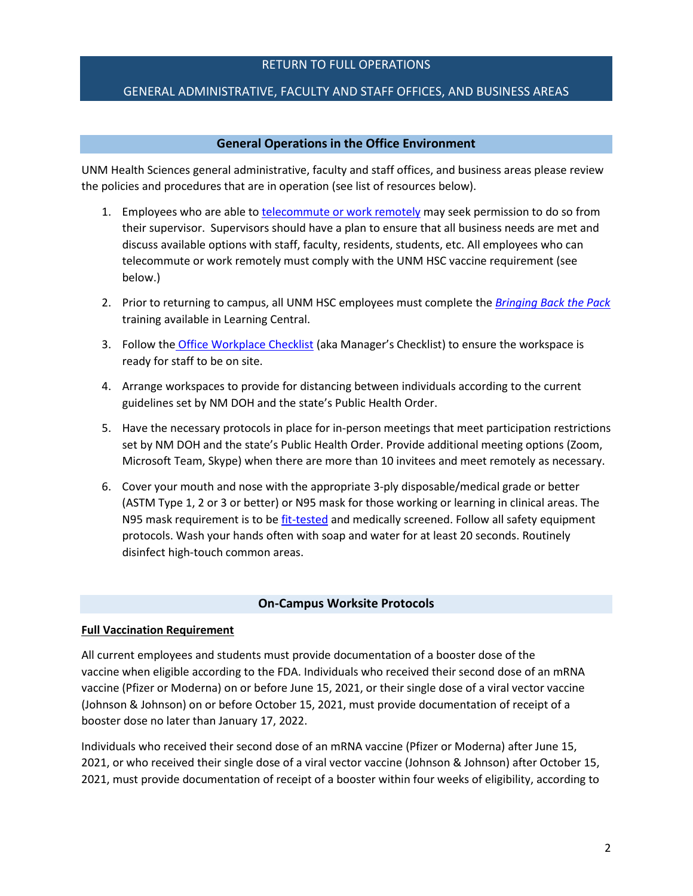# RETURN TO FULL OPERATIONS

# GENERAL ADMINISTRATIVE, FACULTY AND STAFF OFFICES, AND BUSINESS AREAS

## General Operations in the Office Environment

UNM Health Sciences general administrative, faculty and staff offices, and business areas please review the policies and procedures that are in operation (see list of resources below).

1. Employees who are able to telecommute or work remotely may seek permission to do so from their supervisor. Supervisors should have a plan to ensure that all business needs are met and discuss available options with staff, faculty, residents, students, etc. All employees who can telecommute or work remotely must comply with the UNM HSC vaccine requirement (see below.)

2. Prior to returning to campus, all UNM HSC employees must complete the *Bringing Back the Pack* training available in Learning Central.

3. Follow the Office Workplace Checklist (aka Manager's Checklist) to ensure the workspace is ready for staff to be on site.

4. Arrange workspaces to provide for distancing between individuals according to the current guidelines set by NM DOH and the state's Public Health Order.

5. Have the necessary protocols in place for in-person meetings that meet participation restrictions set by NM DOH and the state's Public Health Order. Provide additional meeting options (Zoom, Microsoft Team, Skype) when there are more than 10 invitees and meet remotely as necessary.

6. Cover your mouth and nose with the appropriate 3-ply disposable/medical grade or better (ASTM Type 1, 2 or 3 or better) or N95 mask for those working or learning in clinical areas. The N95 mask requirement is to be fit-tested and medically screened. Follow all safety equipment protocols. Wash your hands often with soap and water for at least 20 seconds. Routinely disinfect high-touch common areas.

## On-Campus Worksite Protocols

**Full Vaccination Requirement**

All current employees and students must provide documentation of a booster dose of the vaccine when eligible according to the FDA. Individuals who received their second dose of an mRNA vaccine (Pfizer or Moderna) on or before June 15, 2021, or their single dose of a viral vector vaccine (Johnson & Johnson) on or before October 15, 2021, must provide documentation of receipt of a booster dose no later than January 17, 2022.

Individuals who received their second dose of an mRNA vaccine (Pfizer or Moderna) after June 15, 2021, or who received their single dose of a viral vector vaccine (Johnson & Johnson) after October 15, 2021, must provide documentation of receipt of a booster within four weeks of eligibility, according to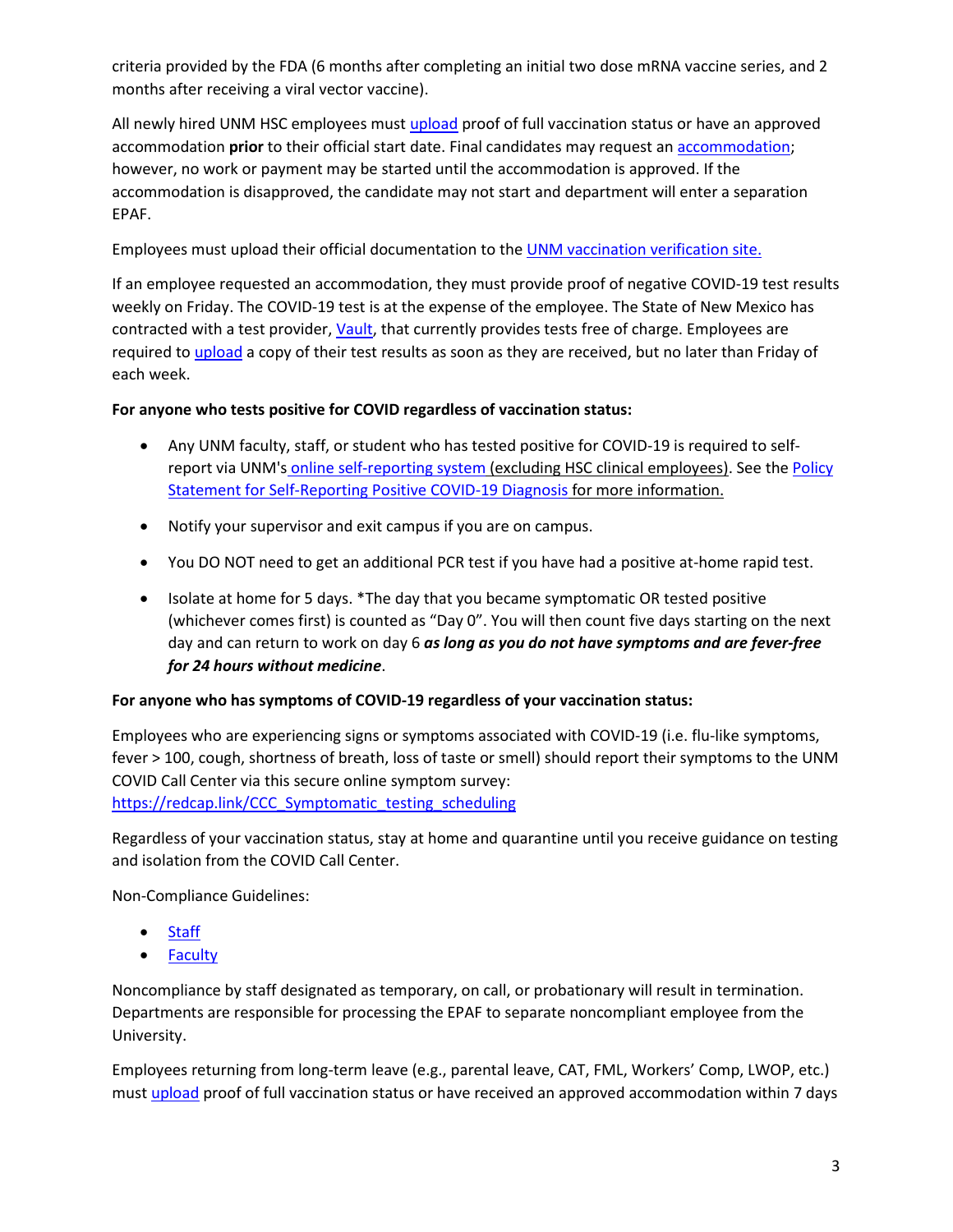criteria provided by the FDA (6 months after completing an initial two dose mRNA vaccine series, and 2 months after receiving a viral vector vaccine).

All newly hired UNM HSC employees must upload proof of full vaccination status or have an approved accommodation **prior** to their official start date. Final candidates may request an accommodation; however, no work or payment may be started until the accommodation is approved. If the accommodation is disapproved, the candidate may not start and department will enter a separation EPAF.

Employees must upload their official documentation to the UNM vaccination verification site.

If an employee requested an accommodation, they must provide proof of negative COVID-19 test results weekly on Friday. The COVID-19 test is at the expense of the employee. The State of New Mexico has contracted with a test provider, Vault, that currently provides tests free of charge. Employees are required to upload a copy of their test results as soon as they are received, but no later than Friday of each week.

**For anyone who tests positive for COVID regardless of vaccination status:**

- Any UNM faculty, staff, or student who has tested positive for COVID-19 is required to self-report via UNM's online self-reporting system (excluding HSC clinical employees). See the Policy Statement for Self-Reporting Positive COVID-19 Diagnosis for more information.
- Notify your supervisor and exit campus if you are on campus.
- You DO NOT need to get an additional PCR test if you have had a positive at-home rapid test.
- Isolate at home for 5 days. *The day that you became symptomatic OR tested positive (whichever comes first) is counted as "Day 0". You will then count five days starting on the next day and can return to work on day 6 ***as long as you do not have symptoms and are fever-free for 24 hours without medicine***.

**For anyone who has symptoms of COVID-19 regardless of your vaccination status:**

Employees who are experiencing signs or symptoms associated with COVID-19 (i.e. flu-like symptoms, fever > 100, cough, shortness of breath, loss of taste or smell) should report their symptoms to the UNM COVID Call Center via this secure online symptom survey: https://redcap.link/CCC_Symptomatic_testing_scheduling

Regardless of your vaccination status, stay at home and quarantine until you receive guidance on testing and isolation from the COVID Call Center.

Non-Compliance Guidelines:

- Staff
- Faculty

Noncompliance by staff designated as temporary, on call, or probationary will result in termination. Departments are responsible for processing the EPAF to separate noncompliant employee from the University.

Employees returning from long-term leave (e.g., parental leave, CAT, FML, Workers' Comp, LWOP, etc.) must upload proof of full vaccination status or have received an approved accommodation within 7 days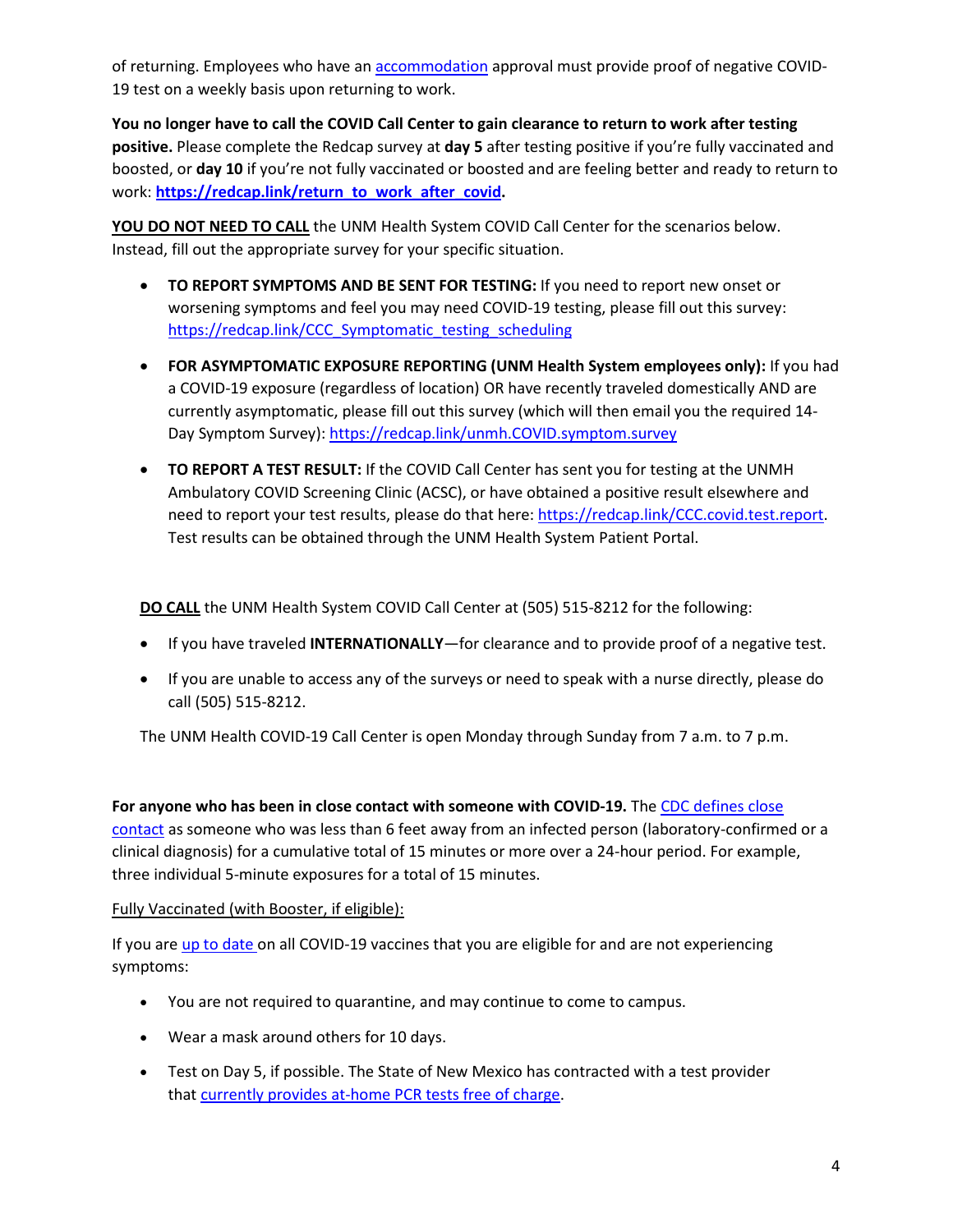of returning. Employees who have an [accommodation](accommodation) approval must provide proof of negative COVID-19 test on a weekly basis upon returning to work.

**You no longer have to call the COVID Call Center to gain clearance to return to work after testing positive.** Please complete the Redcap survey at **day 5** after testing positive if you're fully vaccinated and boosted, or **day 10** if you're not fully vaccinated or boosted and are feeling better and ready to return to work: **https://redcap.link/return_to_work_after_covid.**

**YOU DO NOT NEED TO CALL** the UNM Health System COVID Call Center for the scenarios below. Instead, fill out the appropriate survey for your specific situation.

- **TO REPORT SYMPTOMS AND BE SENT FOR TESTING:** If you need to report new onset or worsening symptoms and feel you may need COVID-19 testing, please fill out this survey: https://redcap.link/CCC_Symptomatic_testing_scheduling
- **FOR ASYMPTOMATIC EXPOSURE REPORTING (UNM Health System employees only):** If you had a COVID-19 exposure (regardless of location) OR have recently traveled domestically AND are currently asymptomatic, please fill out this survey (which will then email you the required 14-Day Symptom Survey): https://redcap.link/unmh.COVID.symptom.survey
- **TO REPORT A TEST RESULT:** If the COVID Call Center has sent you for testing at the UNMH Ambulatory COVID Screening Clinic (ACSC), or have obtained a positive result elsewhere and need to report your test results, please do that here: https://redcap.link/CCC.covid.test.report. Test results can be obtained through the UNM Health System Patient Portal.

**DO CALL** the UNM Health System COVID Call Center at (505) 515-8212 for the following:

- If you have traveled **INTERNATIONALLY**—for clearance and to provide proof of a negative test.
- If you are unable to access any of the surveys or need to speak with a nurse directly, please do call (505) 515-8212.

The UNM Health COVID-19 Call Center is open Monday through Sunday from 7 a.m. to 7 p.m.

**For anyone who has been in close contact with someone with COVID-19.** The CDC defines close contact as someone who was less than 6 feet away from an infected person (laboratory-confirmed or a clinical diagnosis) for a cumulative total of 15 minutes or more over a 24-hour period. For example, three individual 5-minute exposures for a total of 15 minutes.

Fully Vaccinated (with Booster, if eligible):

If you are up to date on all COVID-19 vaccines that you are eligible for and are not experiencing symptoms:

- You are not required to quarantine, and may continue to come to campus.
- Wear a mask around others for 10 days.
- Test on Day 5, if possible. The State of New Mexico has contracted with a test provider that currently provides at-home PCR tests free of charge.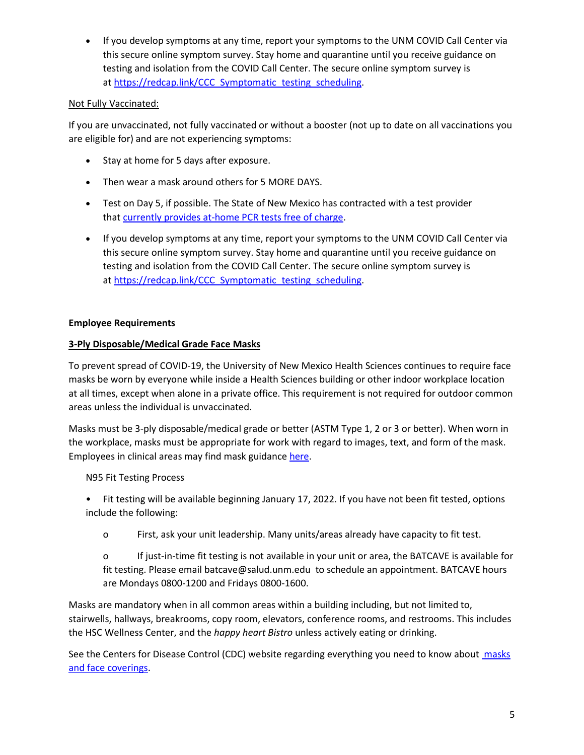- If you develop symptoms at any time, report your symptoms to the UNM COVID Call Center via this secure online symptom survey. Stay home and quarantine until you receive guidance on testing and isolation from the COVID Call Center. The secure online symptom survey is at [https://redcap.link/CCC_Symptomatic_testing_scheduling](https://redcap.link/CCC_Symptomatic_testing_scheduling).

<u>Not Fully Vaccinated:</u>

If you are unvaccinated, not fully vaccinated or without a booster (not up to date on all vaccinations you are eligible for) and are not experiencing symptoms:

- Stay at home for 5 days after exposure.
- Then wear a mask around others for 5 MORE DAYS.
- Test on Day 5, if possible. The State of New Mexico has contracted with a test provider that currently provides at-home PCR tests free of charge.
- If you develop symptoms at any time, report your symptoms to the UNM COVID Call Center via this secure online symptom survey. Stay home and quarantine until you receive guidance on testing and isolation from the COVID Call Center. The secure online symptom survey is at [https://redcap.link/CCC_Symptomatic_testing_scheduling](https://redcap.link/CCC_Symptomatic_testing_scheduling).

**Employee Requirements**

**<u>3-Ply Disposable/Medical Grade Face Masks</u>**

To prevent spread of COVID-19, the University of New Mexico Health Sciences continues to require face masks be worn by everyone while inside a Health Sciences building or other indoor workplace location at all times, except when alone in a private office. This requirement is not required for outdoor common areas unless the individual is unvaccinated.

Masks must be 3-ply disposable/medical grade or better (ASTM Type 1, 2 or 3 or better). When worn in the workplace, masks must be appropriate for work with regard to images, text, and form of the mask. Employees in clinical areas may find mask guidance here.

N95 Fit Testing Process

- Fit testing will be available beginning January 17, 2022. If you have not been fit tested, options include the following:
  - First, ask your unit leadership. Many units/areas already have capacity to fit test.
  - If just-in-time fit testing is not available in your unit or area, the BATCAVE is available for fit testing. Please email batcave@salud.unm.edu to schedule an appointment. BATCAVE hours are Mondays 0800-1200 and Fridays 0800-1600.

Masks are mandatory when in all common areas within a building including, but not limited to, stairwells, hallways, breakrooms, copy room, elevators, conference rooms, and restrooms. This includes the HSC Wellness Center, and the *happy heart Bistro* unless actively eating or drinking.

See the Centers for Disease Control (CDC) website regarding everything you need to know about masks and face coverings.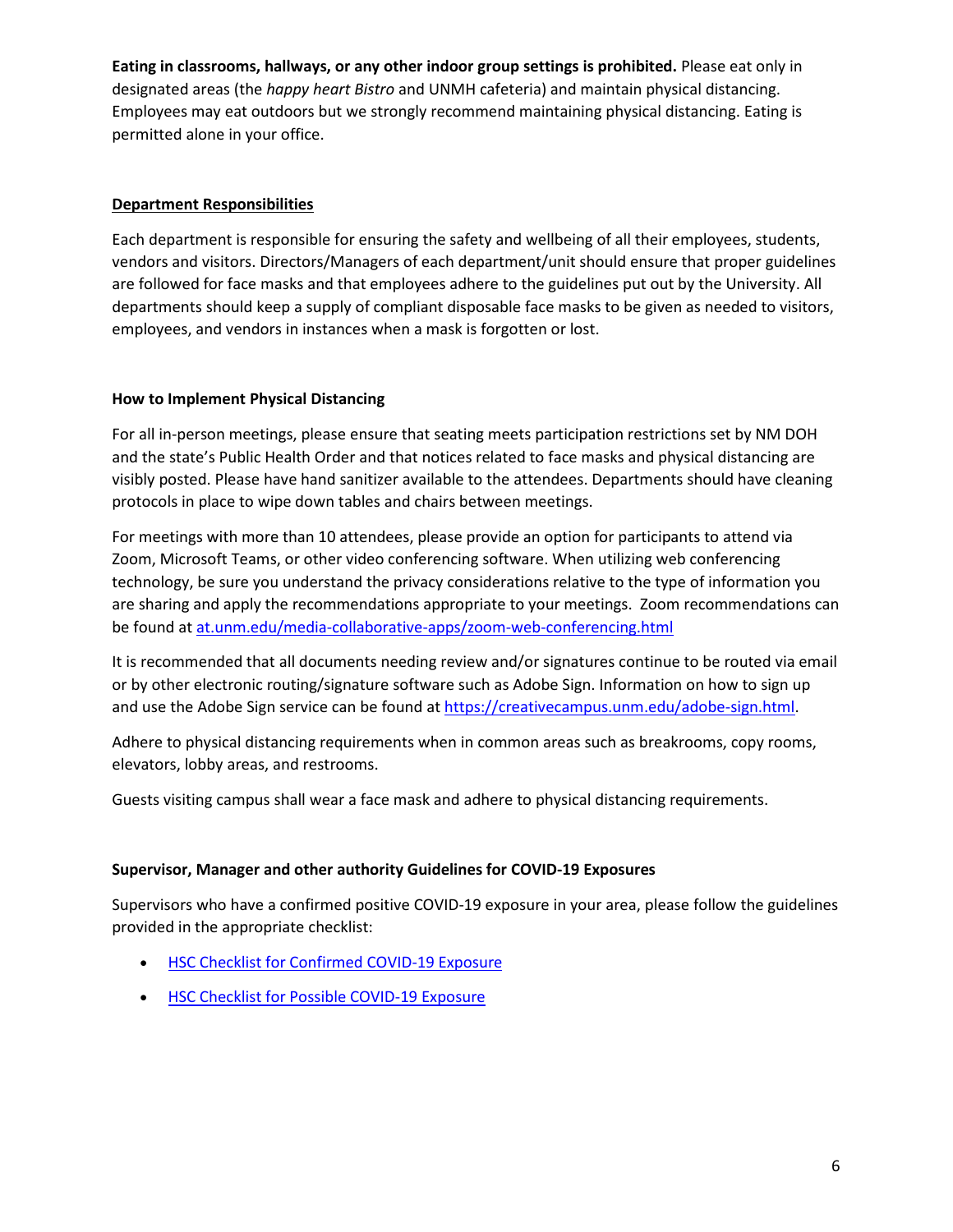**Eating in classrooms, hallways, or any other indoor group settings is prohibited.** Please eat only in designated areas (the *happy heart Bistro* and UNMH cafeteria) and maintain physical distancing. Employees may eat outdoors but we strongly recommend maintaining physical distancing. Eating is permitted alone in your office.

### Department Responsibilities

Each department is responsible for ensuring the safety and wellbeing of all their employees, students, vendors and visitors. Directors/Managers of each department/unit should ensure that proper guidelines are followed for face masks and that employees adhere to the guidelines put out by the University. All departments should keep a supply of compliant disposable face masks to be given as needed to visitors, employees, and vendors in instances when a mask is forgotten or lost.

### How to Implement Physical Distancing

For all in-person meetings, please ensure that seating meets participation restrictions set by NM DOH and the state's Public Health Order and that notices related to face masks and physical distancing are visibly posted. Please have hand sanitizer available to the attendees. Departments should have cleaning protocols in place to wipe down tables and chairs between meetings.

For meetings with more than 10 attendees, please provide an option for participants to attend via Zoom, Microsoft Teams, or other video conferencing software. When utilizing web conferencing technology, be sure you understand the privacy considerations relative to the type of information you are sharing and apply the recommendations appropriate to your meetings. Zoom recommendations can be found at [at.unm.edu/media-collaborative-apps/zoom-web-conferencing.html](at.unm.edu/media-collaborative-apps/zoom-web-conferencing.html)

It is recommended that all documents needing review and/or signatures continue to be routed via email or by other electronic routing/signature software such as Adobe Sign. Information on how to sign up and use the Adobe Sign service can be found at [https://creativecampus.unm.edu/adobe-sign.html](https://creativecampus.unm.edu/adobe-sign.html).

Adhere to physical distancing requirements when in common areas such as breakrooms, copy rooms, elevators, lobby areas, and restrooms.

Guests visiting campus shall wear a face mask and adhere to physical distancing requirements.

### Supervisor, Manager and other authority Guidelines for COVID-19 Exposures

Supervisors who have a confirmed positive COVID-19 exposure in your area, please follow the guidelines provided in the appropriate checklist:

- HSC Checklist for Confirmed COVID-19 Exposure
- HSC Checklist for Possible COVID-19 Exposure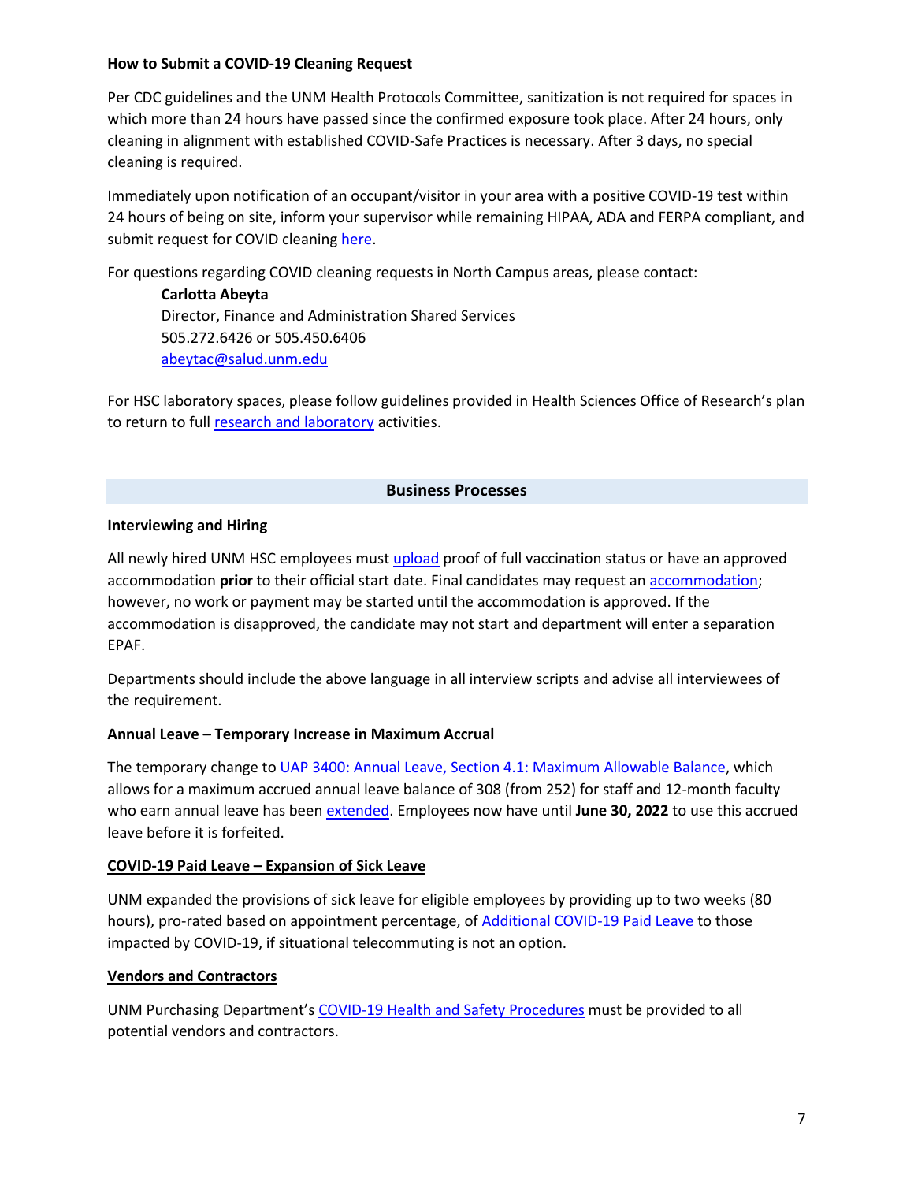**How to Submit a COVID-19 Cleaning Request**

Per CDC guidelines and the UNM Health Protocols Committee, sanitization is not required for spaces in which more than 24 hours have passed since the confirmed exposure took place. After 24 hours, only cleaning in alignment with established COVID-Safe Practices is necessary. After 3 days, no special cleaning is required.

Immediately upon notification of an occupant/visitor in your area with a positive COVID-19 test within 24 hours of being on site, inform your supervisor while remaining HIPAA, ADA and FERPA compliant, and submit request for COVID cleaning here.

For questions regarding COVID cleaning requests in North Campus areas, please contact:

> **Carlotta Abeyta**
> Director, Finance and Administration Shared Services
> 505.272.6426 or 505.450.6406
> abeytac@salud.unm.edu

For HSC laboratory spaces, please follow guidelines provided in Health Sciences Office of Research's plan to return to full research and laboratory activities.

## Business Processes

### Interviewing and Hiring

All newly hired UNM HSC employees must upload proof of full vaccination status or have an approved accommodation **prior** to their official start date. Final candidates may request an accommodation; however, no work or payment may be started until the accommodation is approved. If the accommodation is disapproved, the candidate may not start and department will enter a separation EPAF.

Departments should include the above language in all interview scripts and advise all interviewees of the requirement.

### Annual Leave – Temporary Increase in Maximum Accrual

The temporary change to UAP 3400: Annual Leave, Section 4.1: Maximum Allowable Balance, which allows for a maximum accrued annual leave balance of 308 (from 252) for staff and 12-month faculty who earn annual leave has been extended. Employees now have until **June 30, 2022** to use this accrued leave before it is forfeited.

### COVID-19 Paid Leave – Expansion of Sick Leave

UNM expanded the provisions of sick leave for eligible employees by providing up to two weeks (80 hours), pro-rated based on appointment percentage, of Additional COVID-19 Paid Leave to those impacted by COVID-19, if situational telecommuting is not an option.

### Vendors and Contractors

UNM Purchasing Department's COVID-19 Health and Safety Procedures must be provided to all potential vendors and contractors.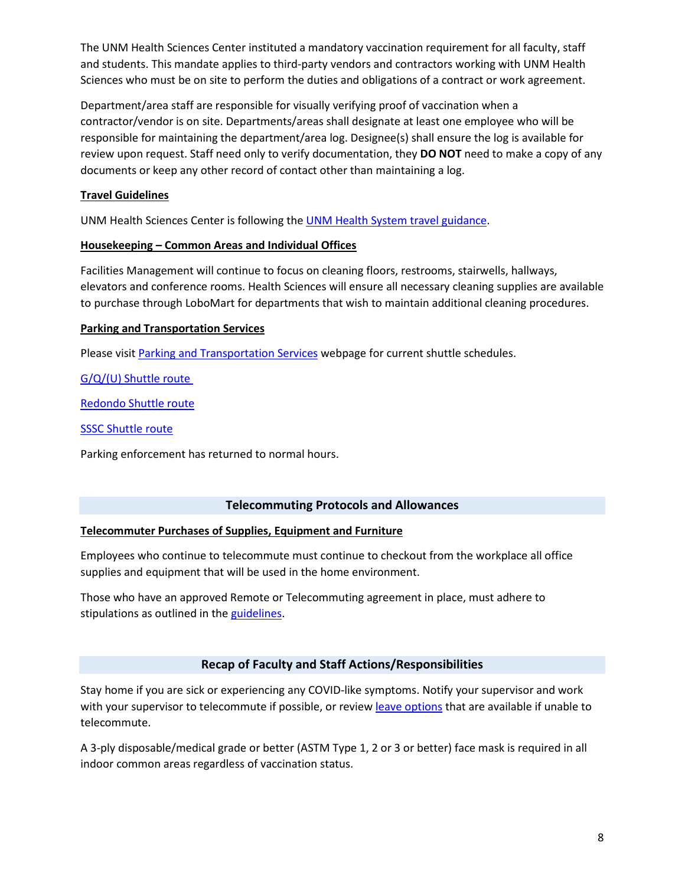The UNM Health Sciences Center instituted a mandatory vaccination requirement for all faculty, staff and students. This mandate applies to third-party vendors and contractors working with UNM Health Sciences who must be on site to perform the duties and obligations of a contract or work agreement.

Department/area staff are responsible for visually verifying proof of vaccination when a contractor/vendor is on site. Departments/areas shall designate at least one employee who will be responsible for maintaining the department/area log. Designee(s) shall ensure the log is available for review upon request. Staff need only to verify documentation, they **DO NOT** need to make a copy of any documents or keep any other record of contact other than maintaining a log.

### Travel Guidelines

UNM Health Sciences Center is following the UNM Health System travel guidance.

### Housekeeping – Common Areas and Individual Offices

Facilities Management will continue to focus on cleaning floors, restrooms, stairwells, hallways, elevators and conference rooms. Health Sciences will ensure all necessary cleaning supplies are available to purchase through LoboMart for departments that wish to maintain additional cleaning procedures.

### Parking and Transportation Services

Please visit Parking and Transportation Services webpage for current shuttle schedules.

G/Q/(U) Shuttle route

Redondo Shuttle route

SSSC Shuttle route

Parking enforcement has returned to normal hours.

## Telecommuting Protocols and Allowances

### Telecommuter Purchases of Supplies, Equipment and Furniture

Employees who continue to telecommute must continue to checkout from the workplace all office supplies and equipment that will be used in the home environment.

Those who have an approved Remote or Telecommuting agreement in place, must adhere to stipulations as outlined in the guidelines.

## Recap of Faculty and Staff Actions/Responsibilities

Stay home if you are sick or experiencing any COVID-like symptoms. Notify your supervisor and work with your supervisor to telecommute if possible, or review leave options that are available if unable to telecommute.

A 3-ply disposable/medical grade or better (ASTM Type 1, 2 or 3 or better) face mask is required in all indoor common areas regardless of vaccination status.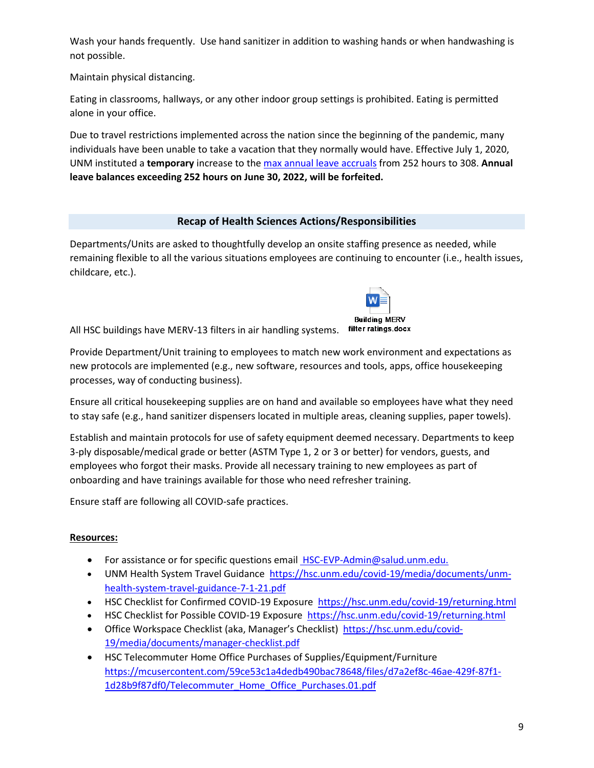Wash your hands frequently. Use hand sanitizer in addition to washing hands or when handwashing is not possible.

Maintain physical distancing.

Eating in classrooms, hallways, or any other indoor group settings is prohibited. Eating is permitted alone in your office.

Due to travel restrictions implemented across the nation since the beginning of the pandemic, many individuals have been unable to take a vacation that they normally would have. Effective July 1, 2020, UNM instituted a **temporary** increase to the max annual leave accruals from 252 hours to 308. **Annual leave balances exceeding 252 hours on June 30, 2022, will be forfeited.**

## Recap of Health Sciences Actions/Responsibilities

Departments/Units are asked to thoughtfully develop an onsite staffing presence as needed, while remaining flexible to all the various situations employees are continuing to encounter (i.e., health issues, childcare, etc.).

All HSC buildings have MERV-13 filters in air handling systems. Building MERV filter ratings.docx

Provide Department/Unit training to employees to match new work environment and expectations as new protocols are implemented (e.g., new software, resources and tools, apps, office housekeeping processes, way of conducting business).

Ensure all critical housekeeping supplies are on hand and available so employees have what they need to stay safe (e.g., hand sanitizer dispensers located in multiple areas, cleaning supplies, paper towels).

Establish and maintain protocols for use of safety equipment deemed necessary. Departments to keep 3-ply disposable/medical grade or better (ASTM Type 1, 2 or 3 or better) for vendors, guests, and employees who forgot their masks. Provide all necessary training to new employees as part of onboarding and have trainings available for those who need refresher training.

Ensure staff are following all COVID-safe practices.

**Resources:**

- For assistance or for specific questions email HSC-EVP-Admin@salud.unm.edu.
- UNM Health System Travel Guidance https://hsc.unm.edu/covid-19/media/documents/unm-health-system-travel-guidance-7-1-21.pdf
- HSC Checklist for Confirmed COVID-19 Exposure https://hsc.unm.edu/covid-19/returning.html
- HSC Checklist for Possible COVID-19 Exposure https://hsc.unm.edu/covid-19/returning.html
- Office Workspace Checklist (aka, Manager's Checklist) https://hsc.unm.edu/covid-19/media/documents/manager-checklist.pdf
- HSC Telecommuter Home Office Purchases of Supplies/Equipment/Furniture https://mcusercontent.com/59ce53c1a4dedb490bac78648/files/d7a2ef8c-46ae-429f-87f1-1d28b9f87df0/Telecommuter_Home_Office_Purchases.01.pdf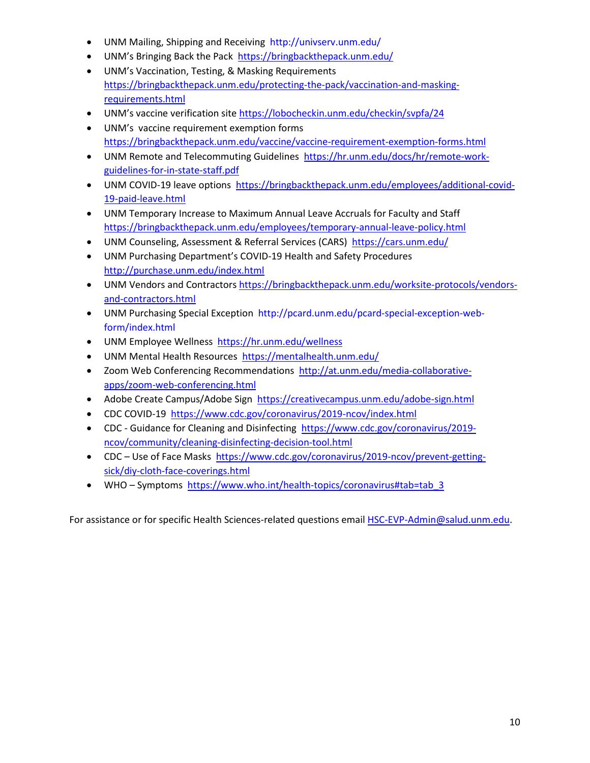- UNM Mailing, Shipping and Receiving http://univserv.unm.edu/
- UNM's Bringing Back the Pack https://bringbackthepack.unm.edu/
- UNM's Vaccination, Testing, & Masking Requirements https://bringbackthepack.unm.edu/protecting-the-pack/vaccination-and-masking-requirements.html
- UNM's vaccine verification site https://lobocheckin.unm.edu/checkin/svpfa/24
- UNM's vaccine requirement exemption forms https://bringbackthepack.unm.edu/vaccine/vaccine-requirement-exemption-forms.html
- UNM Remote and Telecommuting Guidelines https://hr.unm.edu/docs/hr/remote-work-guidelines-for-in-state-staff.pdf
- UNM COVID-19 leave options https://bringbackthepack.unm.edu/employees/additional-covid-19-paid-leave.html
- UNM Temporary Increase to Maximum Annual Leave Accruals for Faculty and Staff https://bringbackthepack.unm.edu/employees/temporary-annual-leave-policy.html
- UNM Counseling, Assessment & Referral Services (CARS) https://cars.unm.edu/
- UNM Purchasing Department's COVID-19 Health and Safety Procedures http://purchase.unm.edu/index.html
- UNM Vendors and Contractors https://bringbackthepack.unm.edu/worksite-protocols/vendors-and-contractors.html
- UNM Purchasing Special Exception http://pcard.unm.edu/pcard-special-exception-web-form/index.html
- UNM Employee Wellness https://hr.unm.edu/wellness
- UNM Mental Health Resources https://mentalhealth.unm.edu/
- Zoom Web Conferencing Recommendations http://at.unm.edu/media-collaborative-apps/zoom-web-conferencing.html
- Adobe Create Campus/Adobe Sign https://creativecampus.unm.edu/adobe-sign.html
- CDC COVID-19 https://www.cdc.gov/coronavirus/2019-ncov/index.html
- CDC - Guidance for Cleaning and Disinfecting https://www.cdc.gov/coronavirus/2019-ncov/community/cleaning-disinfecting-decision-tool.html
- CDC – Use of Face Masks https://www.cdc.gov/coronavirus/2019-ncov/prevent-getting-sick/diy-cloth-face-coverings.html
- WHO – Symptoms https://www.who.int/health-topics/coronavirus#tab=tab_3

For assistance or for specific Health Sciences-related questions email HSC-EVP-Admin@salud.unm.edu.